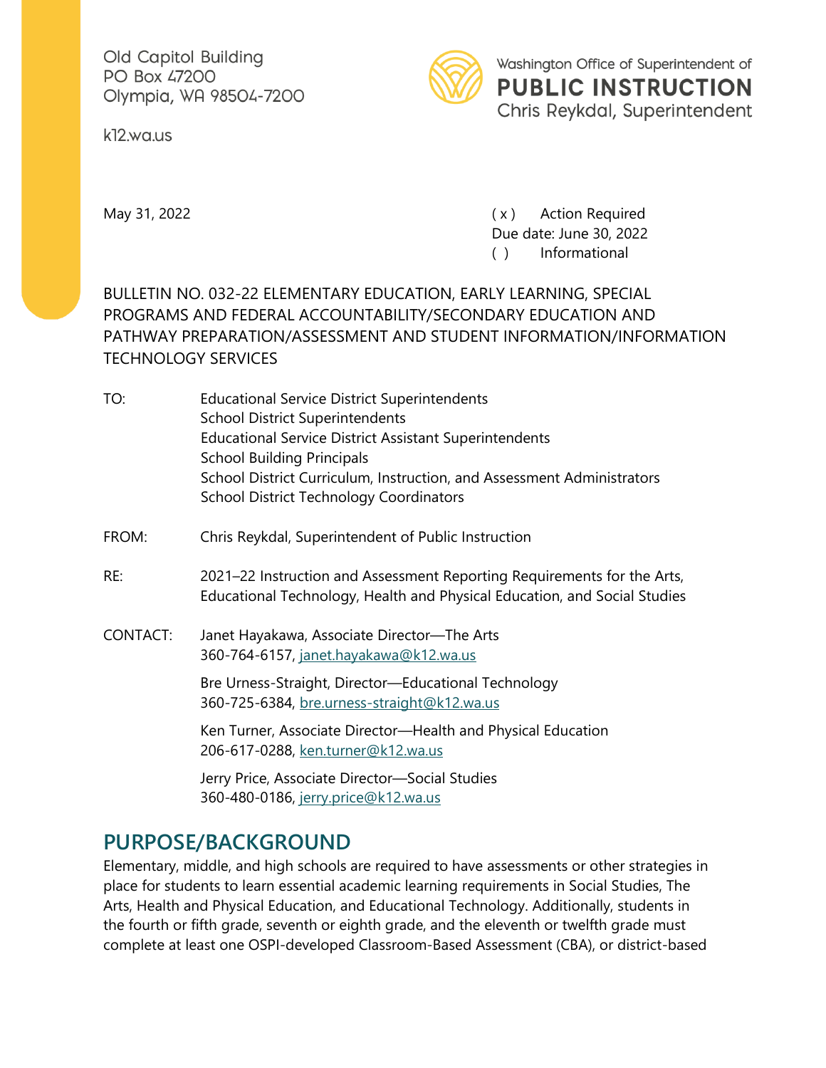Old Capitol Building
PO Box 47200
Olympia, WA 98504-7200

k12.wa.us

Washington Office of Superintendent of
**PUBLIC INSTRUCTION**
Chris Reykdal, Superintendent

May 31, 2022

( x ) Action Required
Due date: June 30, 2022
( ) Informational

BULLETIN NO. 032-22 ELEMENTARY EDUCATION, EARLY LEARNING, SPECIAL PROGRAMS AND FEDERAL ACCOUNTABILITY/SECONDARY EDUCATION AND PATHWAY PREPARATION/ASSESSMENT AND STUDENT INFORMATION/INFORMATION TECHNOLOGY SERVICES

TO: Educational Service District Superintendents
School District Superintendents
Educational Service District Assistant Superintendents
School Building Principals
School District Curriculum, Instruction, and Assessment Administrators
School District Technology Coordinators

FROM: Chris Reykdal, Superintendent of Public Instruction

RE: 2021–22 Instruction and Assessment Reporting Requirements for the Arts, Educational Technology, Health and Physical Education, and Social Studies

CONTACT: Janet Hayakawa, Associate Director—The Arts
360-764-6157, janet.hayakawa@k12.wa.us

Bre Urness-Straight, Director—Educational Technology
360-725-6384, bre.urness-straight@k12.wa.us

Ken Turner, Associate Director—Health and Physical Education
206-617-0288, ken.turner@k12.wa.us

Jerry Price, Associate Director—Social Studies
360-480-0186, jerry.price@k12.wa.us

## PURPOSE/BACKGROUND

Elementary, middle, and high schools are required to have assessments or other strategies in place for students to learn essential academic learning requirements in Social Studies, The Arts, Health and Physical Education, and Educational Technology. Additionally, students in the fourth or fifth grade, seventh or eighth grade, and the eleventh or twelfth grade must complete at least one OSPI-developed Classroom-Based Assessment (CBA), or district-based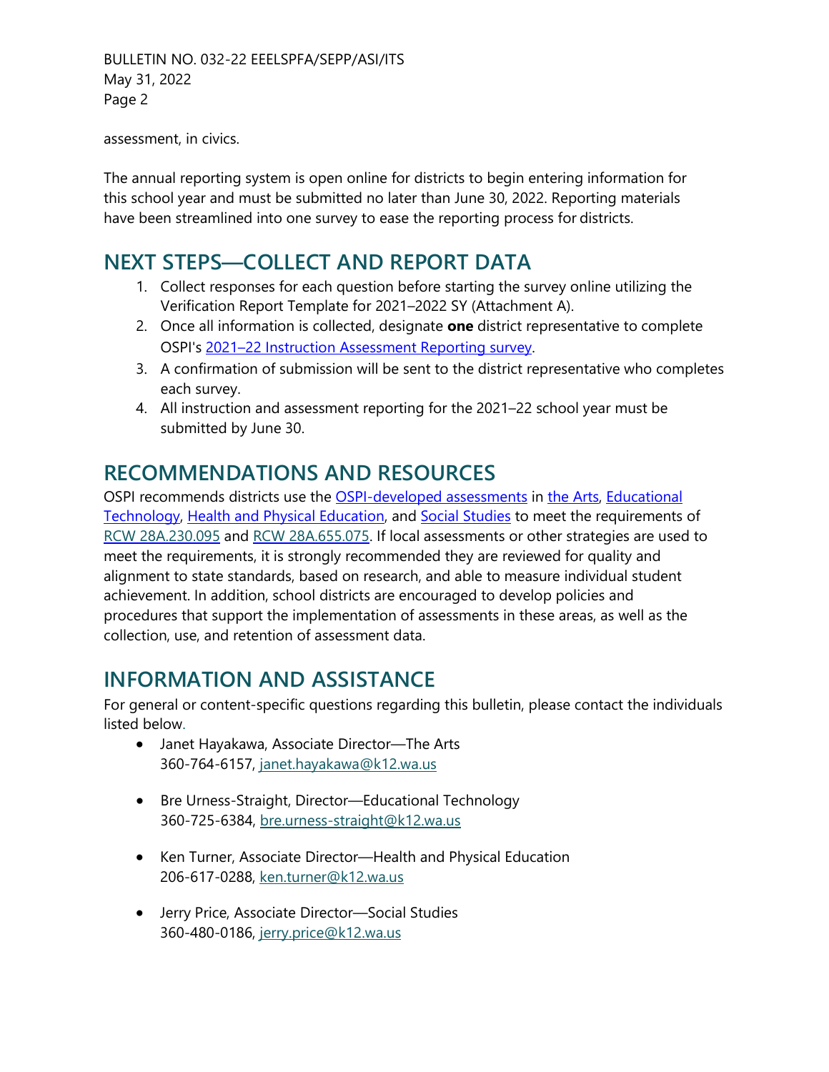assessment, in civics.

The annual reporting system is open online for districts to begin entering information for this school year and must be submitted no later than June 30, 2022. Reporting materials have been streamlined into one survey to ease the reporting process for districts.

## NEXT STEPS—COLLECT AND REPORT DATA

1. Collect responses for each question before starting the survey online utilizing the Verification Report Template for 2021–2022 SY (Attachment A).
2. Once all information is collected, designate **one** district representative to complete OSPI's 2021–22 Instruction Assessment Reporting survey.
3. A confirmation of submission will be sent to the district representative who completes each survey.
4. All instruction and assessment reporting for the 2021–22 school year must be submitted by June 30.

## RECOMMENDATIONS AND RESOURCES

OSPI recommends districts use the OSPI-developed assessments in the Arts, Educational Technology, Health and Physical Education, and Social Studies to meet the requirements of RCW 28A.230.095 and RCW 28A.655.075. If local assessments or other strategies are used to meet the requirements, it is strongly recommended they are reviewed for quality and alignment to state standards, based on research, and able to measure individual student achievement. In addition, school districts are encouraged to develop policies and procedures that support the implementation of assessments in these areas, as well as the collection, use, and retention of assessment data.

## INFORMATION AND ASSISTANCE

For general or content-specific questions regarding this bulletin, please contact the individuals listed below.

- Janet Hayakawa, Associate Director—The Arts
  360-764-6157, janet.hayakawa@k12.wa.us

- Bre Urness-Straight, Director—Educational Technology
  360-725-6384, bre.urness-straight@k12.wa.us

- Ken Turner, Associate Director—Health and Physical Education
  206-617-0288, ken.turner@k12.wa.us

- Jerry Price, Associate Director—Social Studies
  360-480-0186, jerry.price@k12.wa.us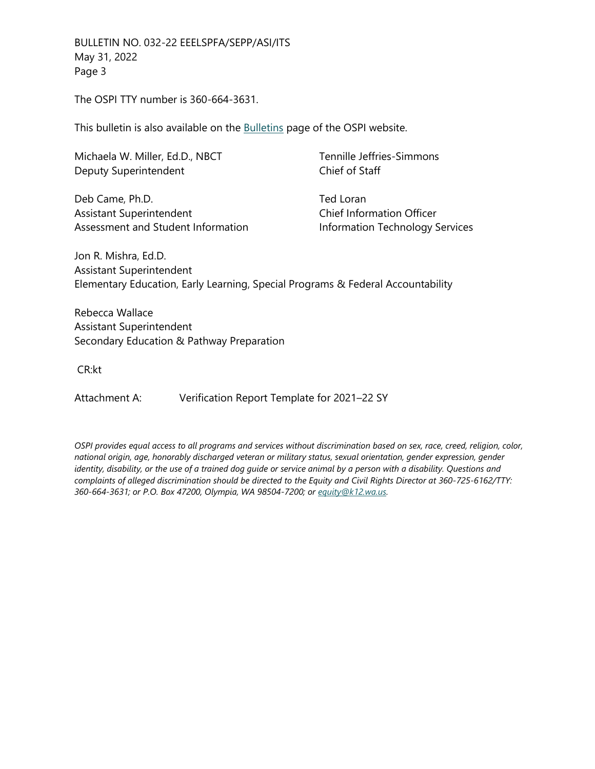The OSPI TTY number is 360-664-3631.

This bulletin is also available on the [Bulletins](#) page of the OSPI website.

Michaela W. Miller, Ed.D., NBCT
Deputy Superintendent

Tennille Jeffries-Simmons
Chief of Staff

Deb Came, Ph.D.
Assistant Superintendent
Assessment and Student Information

Ted Loran
Chief Information Officer
Information Technology Services

Jon R. Mishra, Ed.D.
Assistant Superintendent
Elementary Education, Early Learning, Special Programs & Federal Accountability

Rebecca Wallace
Assistant Superintendent
Secondary Education & Pathway Preparation

CR:kt

Attachment A: Verification Report Template for 2021–22 SY

*OSPI provides equal access to all programs and services without discrimination based on sex, race, creed, religion, color, national origin, age, honorably discharged veteran or military status, sexual orientation, gender expression, gender identity, disability, or the use of a trained dog guide or service animal by a person with a disability. Questions and complaints of alleged discrimination should be directed to the Equity and Civil Rights Director at 360-725-6162/TTY: 360-664-3631; or P.O. Box 47200, Olympia, WA 98504-7200; or [equity@k12.wa.us](mailto:equity@k12.wa.us).*